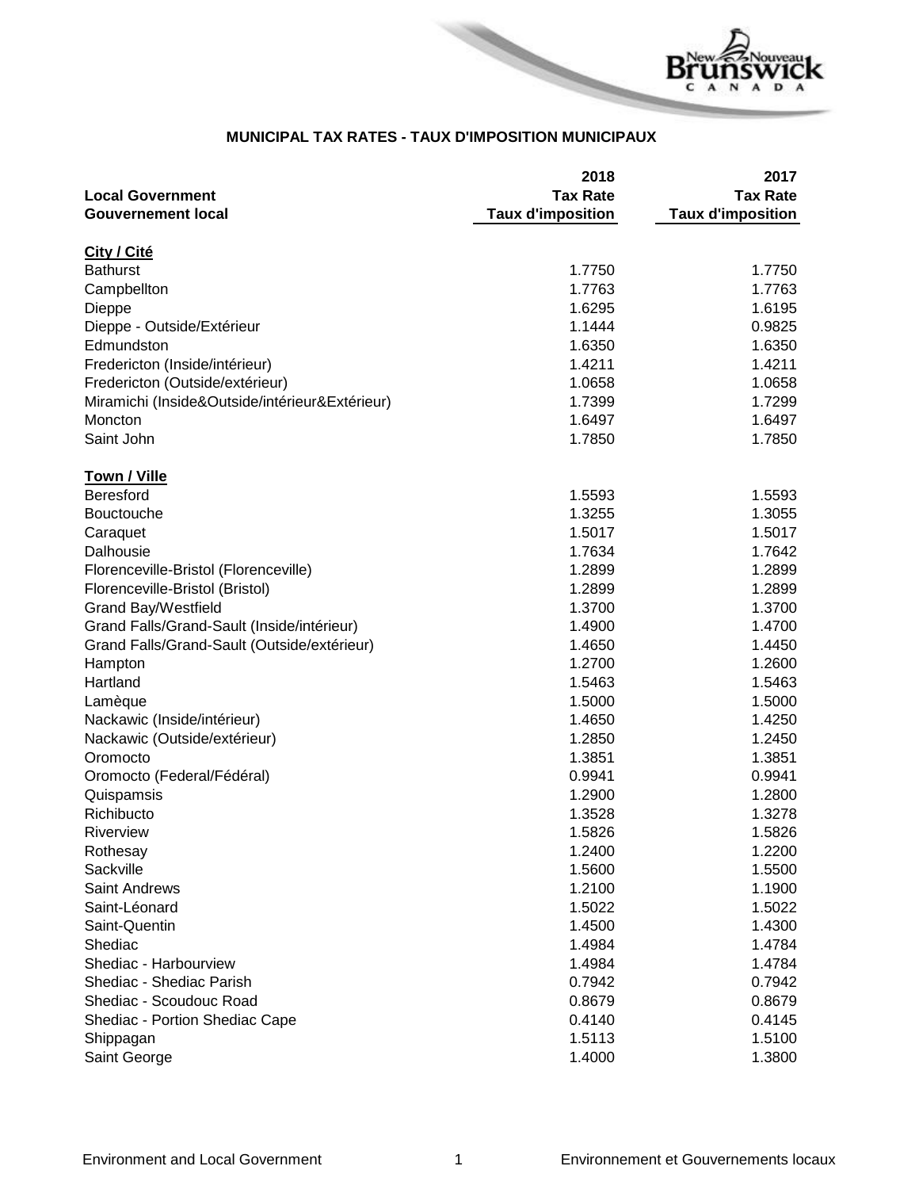# MUNICIPAL TAX RATES - TAUX D'IMPOSITION MUNICIPAUX

| Local Government<br>Gouvernement local | 2018<br>Tax Rate<br>Taux d'imposition | 2017<br>Tax Rate<br>Taux d'imposition |
|---|---|---|
| **City / Cité** | | |
| Bathurst | 1.7750 | 1.7750 |
| Campbellton | 1.7763 | 1.7763 |
| Dieppe | 1.6295 | 1.6195 |
| Dieppe - Outside/Extérieur | 1.1444 | 0.9825 |
| Edmundston | 1.6350 | 1.6350 |
| Fredericton (Inside/intérieur) | 1.4211 | 1.4211 |
| Fredericton (Outside/extérieur) | 1.0658 | 1.0658 |
| Miramichi (Inside&Outside/intérieur&Extérieur) | 1.7399 | 1.7299 |
| Moncton | 1.6497 | 1.6497 |
| Saint John | 1.7850 | 1.7850 |
| **Town / Ville** | | |
| Beresford | 1.5593 | 1.5593 |
| Bouctouche | 1.3255 | 1.3055 |
| Caraquet | 1.5017 | 1.5017 |
| Dalhousie | 1.7634 | 1.7642 |
| Florenceville-Bristol (Florenceville) | 1.2899 | 1.2899 |
| Florenceville-Bristol (Bristol) | 1.2899 | 1.2899 |
| Grand Bay/Westfield | 1.3700 | 1.3700 |
| Grand Falls/Grand-Sault (Inside/intérieur) | 1.4900 | 1.4700 |
| Grand Falls/Grand-Sault (Outside/extérieur) | 1.4650 | 1.4450 |
| Hampton | 1.2700 | 1.2600 |
| Hartland | 1.5463 | 1.5463 |
| Lamèque | 1.5000 | 1.5000 |
| Nackawic (Inside/intérieur) | 1.4650 | 1.4250 |
| Nackawic (Outside/extérieur) | 1.2850 | 1.2450 |
| Oromocto | 1.3851 | 1.3851 |
| Oromocto (Federal/Fédéral) | 0.9941 | 0.9941 |
| Quispamsis | 1.2900 | 1.2800 |
| Richibucto | 1.3528 | 1.3278 |
| Riverview | 1.5826 | 1.5826 |
| Rothesay | 1.2400 | 1.2200 |
| Sackville | 1.5600 | 1.5500 |
| Saint Andrews | 1.2100 | 1.1900 |
| Saint-Léonard | 1.5022 | 1.5022 |
| Saint-Quentin | 1.4500 | 1.4300 |
| Shediac | 1.4984 | 1.4784 |
| Shediac - Harbourview | 1.4984 | 1.4784 |
| Shediac - Shediac Parish | 0.7942 | 0.7942 |
| Shediac - Scoudouc Road | 0.8679 | 0.8679 |
| Shediac - Portion Shediac Cape | 0.4140 | 0.4145 |
| Shippagan | 1.5113 | 1.5100 |
| Saint George | 1.4000 | 1.3800 |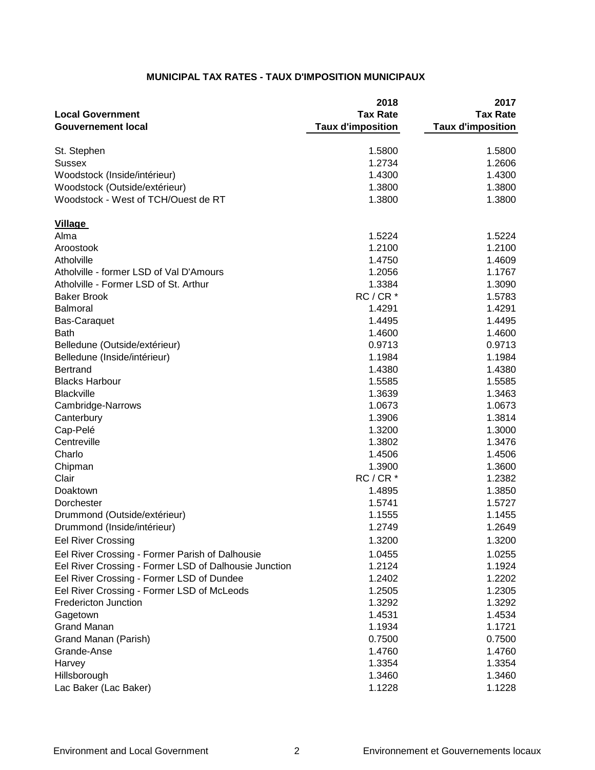## MUNICIPAL TAX RATES - TAUX D'IMPOSITION MUNICIPAUX

| Local Government<br>Gouvernement local | 2018<br>Tax Rate<br>Taux d'imposition | 2017<br>Tax Rate<br>Taux d'imposition |
|---|---|---|
| St. Stephen | 1.5800 | 1.5800 |
| Sussex | 1.2734 | 1.2606 |
| Woodstock (Inside/intérieur) | 1.4300 | 1.4300 |
| Woodstock (Outside/extérieur) | 1.3800 | 1.3800 |
| Woodstock - West of TCH/Ouest de RT | 1.3800 | 1.3800 |
| **Village** | | |
| Alma | 1.5224 | 1.5224 |
| Aroostook | 1.2100 | 1.2100 |
| Atholville | 1.4750 | 1.4609 |
| Atholville - former LSD of Val D'Amours | 1.2056 | 1.1767 |
| Atholville - Former LSD of St. Arthur | 1.3384 | 1.3090 |
| Baker Brook | RC / CR * | 1.5783 |
| Balmoral | 1.4291 | 1.4291 |
| Bas-Caraquet | 1.4495 | 1.4495 |
| Bath | 1.4600 | 1.4600 |
| Belledune (Outside/extérieur) | 0.9713 | 0.9713 |
| Belledune (Inside/intérieur) | 1.1984 | 1.1984 |
| Bertrand | 1.4380 | 1.4380 |
| Blacks Harbour | 1.5585 | 1.5585 |
| Blackville | 1.3639 | 1.3463 |
| Cambridge-Narrows | 1.0673 | 1.0673 |
| Canterbury | 1.3906 | 1.3814 |
| Cap-Pelé | 1.3200 | 1.3000 |
| Centreville | 1.3802 | 1.3476 |
| Charlo | 1.4506 | 1.4506 |
| Chipman | 1.3900 | 1.3600 |
| Clair | RC / CR * | 1.2382 |
| Doaktown | 1.4895 | 1.3850 |
| Dorchester | 1.5741 | 1.5727 |
| Drummond (Outside/extérieur) | 1.1555 | 1.1455 |
| Drummond (Inside/intérieur) | 1.2749 | 1.2649 |
| Eel River Crossing | 1.3200 | 1.3200 |
| Eel River Crossing - Former Parish of Dalhousie | 1.0455 | 1.0255 |
| Eel River Crossing - Former LSD of Dalhousie Junction | 1.2124 | 1.1924 |
| Eel River Crossing - Former LSD of Dundee | 1.2402 | 1.2202 |
| Eel River Crossing - Former LSD of McLeods | 1.2505 | 1.2305 |
| Fredericton Junction | 1.3292 | 1.3292 |
| Gagetown | 1.4531 | 1.4534 |
| Grand Manan | 1.1934 | 1.1721 |
| Grand Manan (Parish) | 0.7500 | 0.7500 |
| Grande-Anse | 1.4760 | 1.4760 |
| Harvey | 1.3354 | 1.3354 |
| Hillsborough | 1.3460 | 1.3460 |
| Lac Baker (Lac Baker) | 1.1228 | 1.1228 |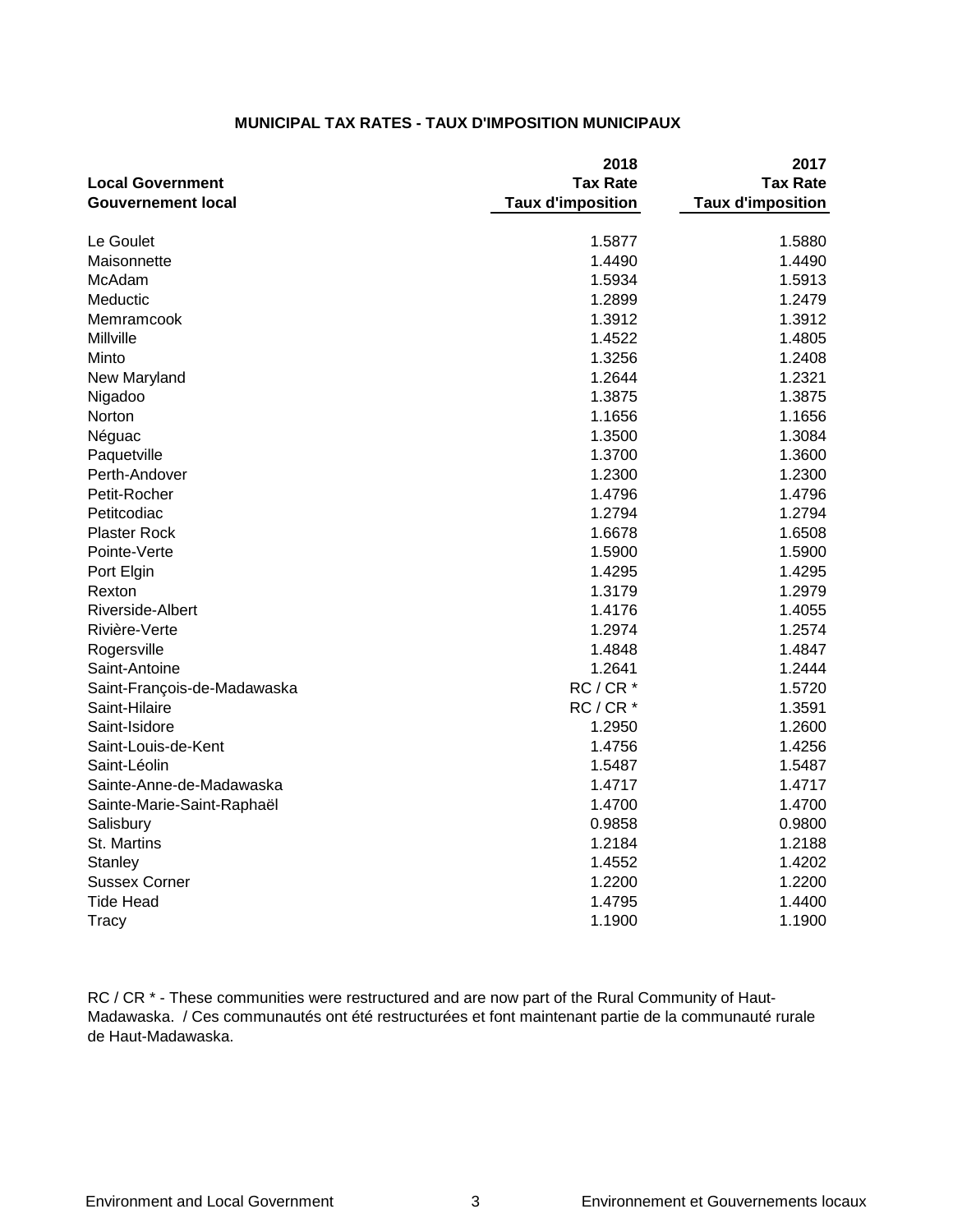**MUNICIPAL TAX RATES - TAUX D'IMPOSITION MUNICIPAUX**

| Local Government<br>Gouvernement local | 2018<br>Tax Rate<br>Taux d'imposition | 2017<br>Tax Rate<br>Taux d'imposition |
|---|---|---|
| Le Goulet | 1.5877 | 1.5880 |
| Maisonnette | 1.4490 | 1.4490 |
| McAdam | 1.5934 | 1.5913 |
| Meductic | 1.2899 | 1.2479 |
| Memramcook | 1.3912 | 1.3912 |
| Millville | 1.4522 | 1.4805 |
| Minto | 1.3256 | 1.2408 |
| New Maryland | 1.2644 | 1.2321 |
| Nigadoo | 1.3875 | 1.3875 |
| Norton | 1.1656 | 1.1656 |
| Néguac | 1.3500 | 1.3084 |
| Paquetville | 1.3700 | 1.3600 |
| Perth-Andover | 1.2300 | 1.2300 |
| Petit-Rocher | 1.4796 | 1.4796 |
| Petitcodiac | 1.2794 | 1.2794 |
| Plaster Rock | 1.6678 | 1.6508 |
| Pointe-Verte | 1.5900 | 1.5900 |
| Port Elgin | 1.4295 | 1.4295 |
| Rexton | 1.3179 | 1.2979 |
| Riverside-Albert | 1.4176 | 1.4055 |
| Rivière-Verte | 1.2974 | 1.2574 |
| Rogersville | 1.4848 | 1.4847 |
| Saint-Antoine | 1.2641 | 1.2444 |
| Saint-François-de-Madawaska | RC / CR * | 1.5720 |
| Saint-Hilaire | RC / CR * | 1.3591 |
| Saint-Isidore | 1.2950 | 1.2600 |
| Saint-Louis-de-Kent | 1.4756 | 1.4256 |
| Saint-Léolin | 1.5487 | 1.5487 |
| Sainte-Anne-de-Madawaska | 1.4717 | 1.4717 |
| Sainte-Marie-Saint-Raphaël | 1.4700 | 1.4700 |
| Salisbury | 0.9858 | 0.9800 |
| St. Martins | 1.2184 | 1.2188 |
| Stanley | 1.4552 | 1.4202 |
| Sussex Corner | 1.2200 | 1.2200 |
| Tide Head | 1.4795 | 1.4400 |
| Tracy | 1.1900 | 1.1900 |

RC / CR * - These communities were restructured and are now part of the Rural Community of Haut-Madawaska. / Ces communautés ont été restructurées et font maintenant partie de la communauté rurale de Haut-Madawaska.